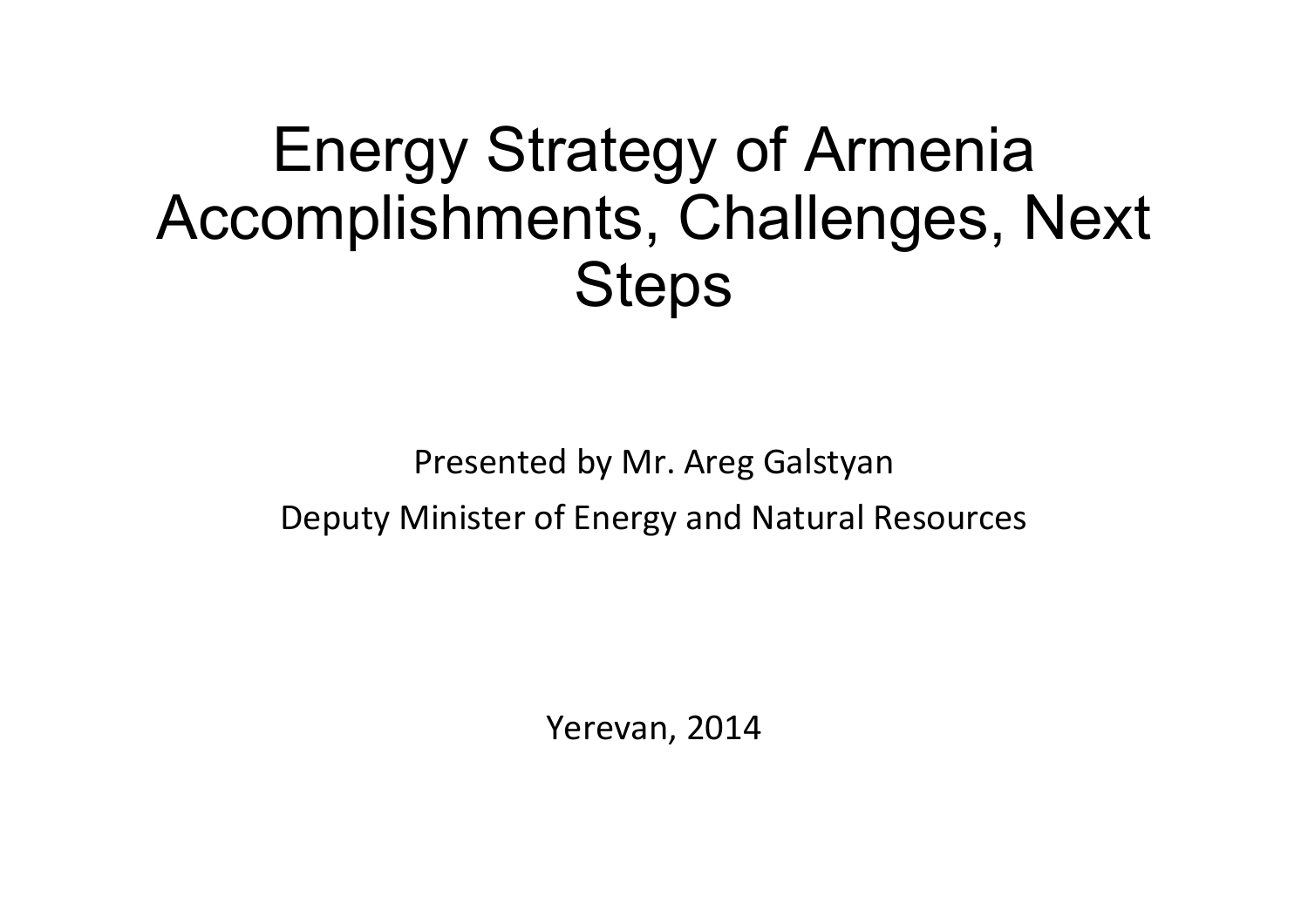# Energy Strategy of Armenia Accomplishments, Challenges, Next Steps

Presented by Mr. Areg Galstyan

Deputy Minister of Energy and Natural Resources

Yerevan, 2014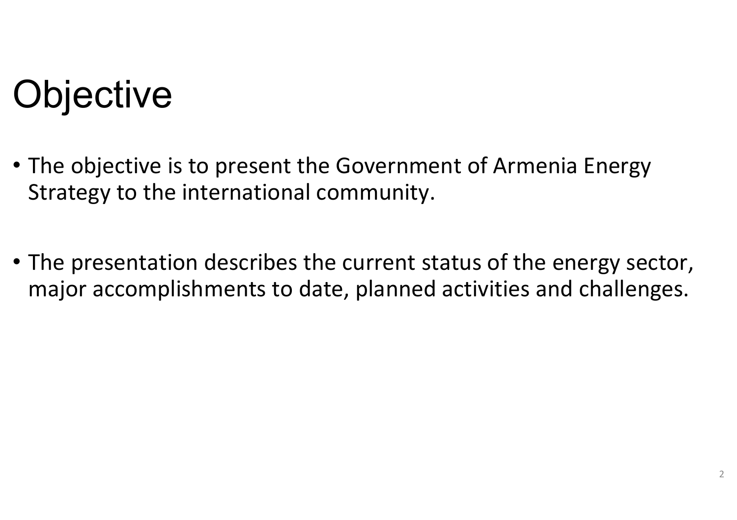# Objective

- The objective is to present the Government of Armenia Energy Strategy to the international community.
- The presentation describes the current status of the energy sector, major accomplishments to date, planned activities and challenges.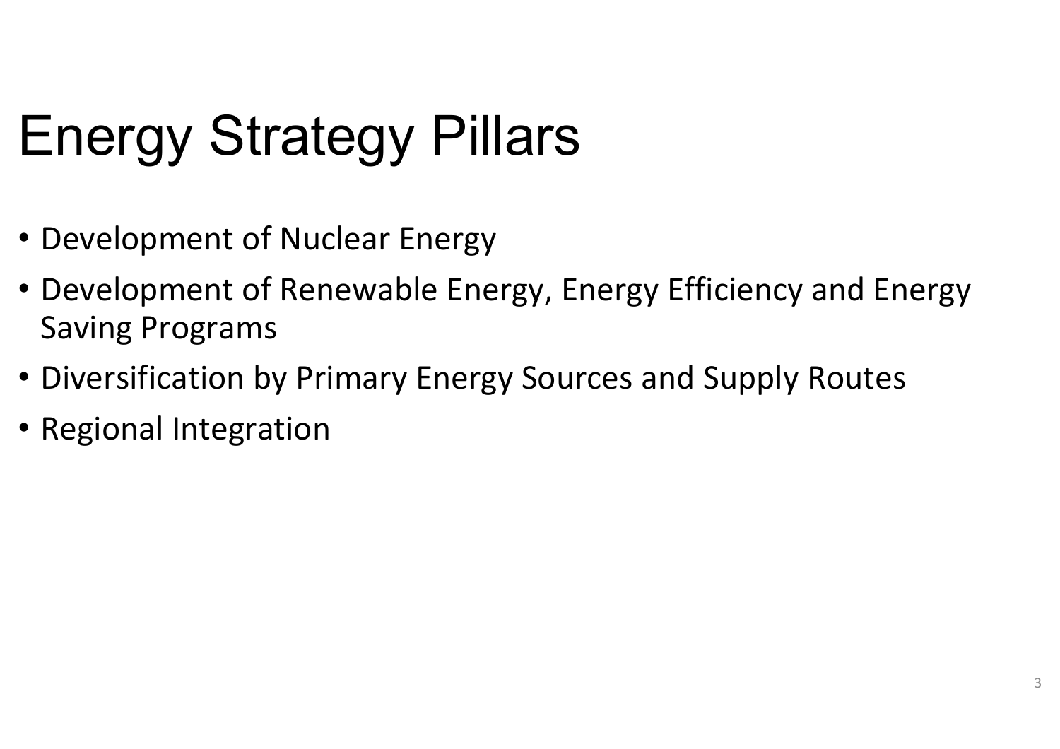# Energy Strategy Pillars

- Development of Nuclear Energy
- Development of Renewable Energy, Energy Efficiency and Energy Saving Programs
- Diversification by Primary Energy Sources and Supply Routes
- Regional Integration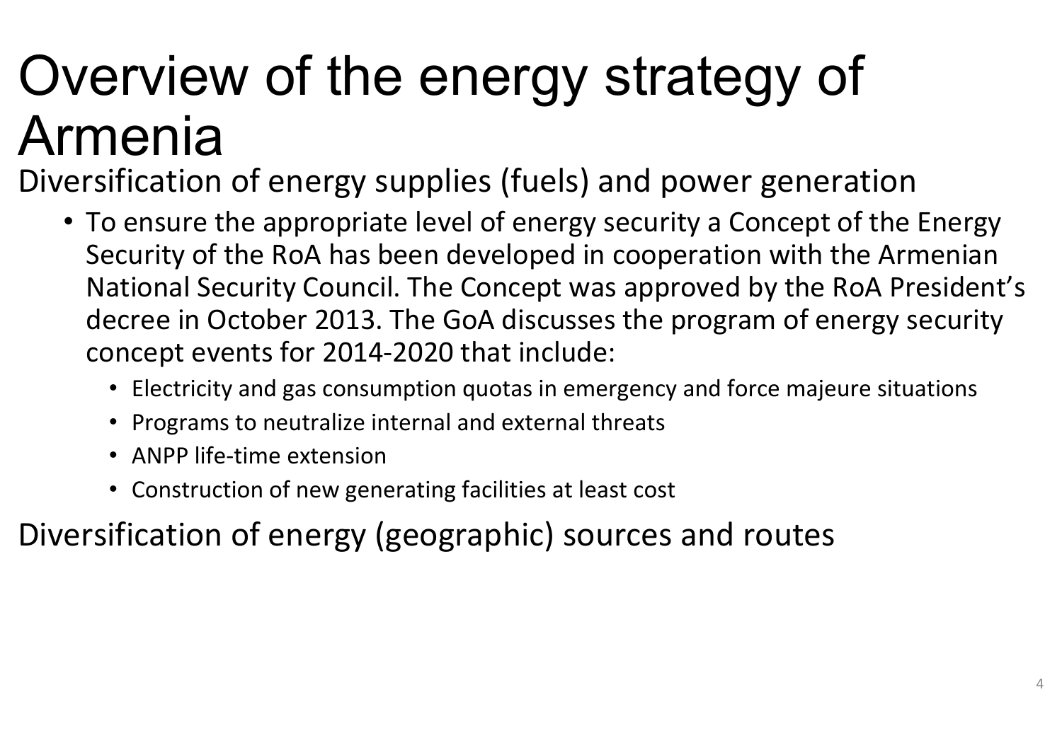# Overview of the energy strategy of Armenia

## Diversification of energy supplies (fuels) and power generation

- To ensure the appropriate level of energy security a Concept of the Energy Security of the RoA has been developed in cooperation with the Armenian National Security Council. The Concept was approved by the RoA President's decree in October 2013. The GoA discusses the program of energy security concept events for 2014-2020 that include:
  - Electricity and gas consumption quotas in emergency and force majeure situations
  - Programs to neutralize internal and external threats
  - ANPP life-time extension
  - Construction of new generating facilities at least cost

## Diversification of energy (geographic) sources and routes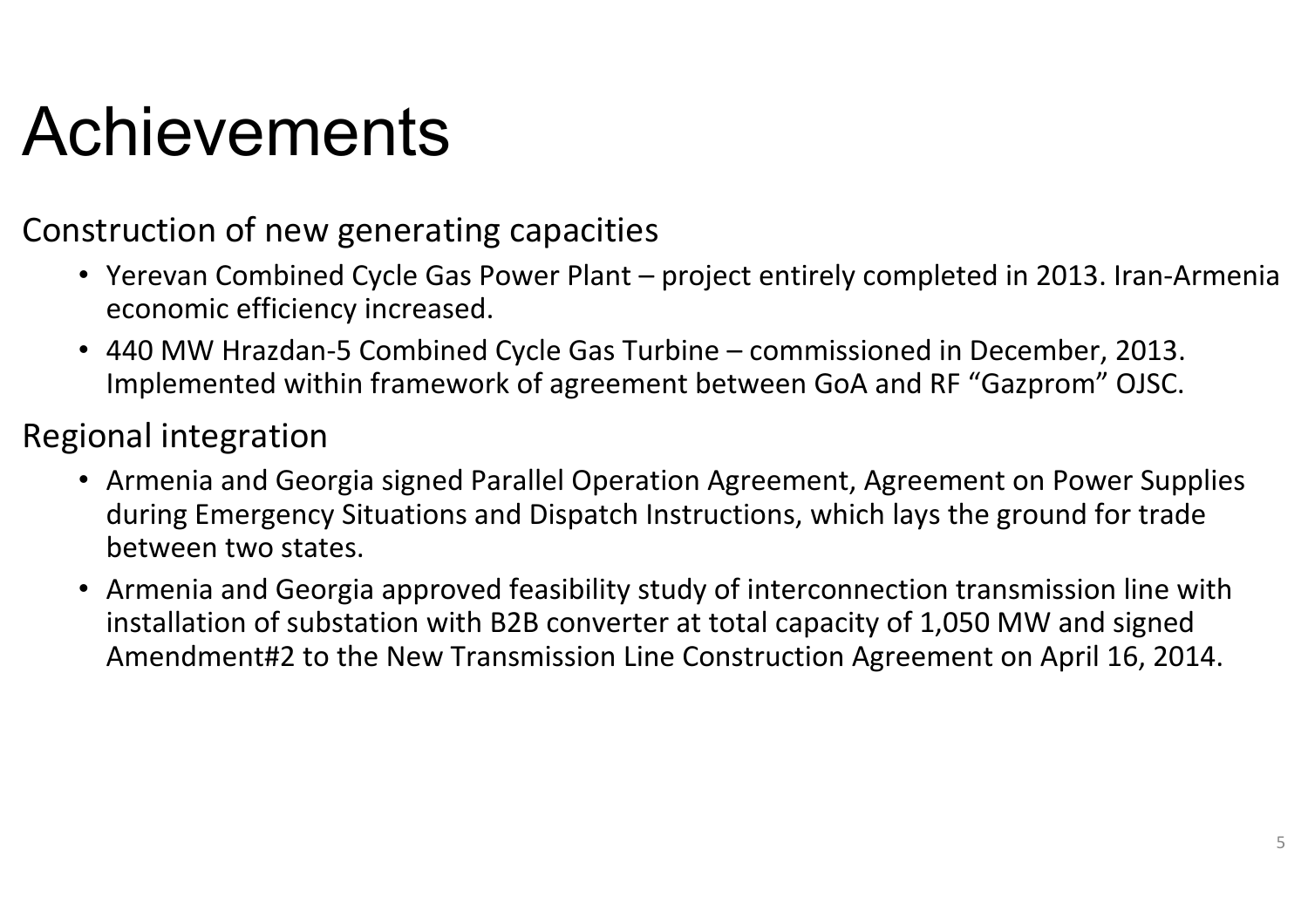# Achievements

## Construction of new generating capacities

- Yerevan Combined Cycle Gas Power Plant – project entirely completed in 2013. Iran-Armenia economic efficiency increased.
- 440 MW Hrazdan-5 Combined Cycle Gas Turbine – commissioned in December, 2013. Implemented within framework of agreement between GoA and RF "Gazprom" OJSC.

## Regional integration

- Armenia and Georgia signed Parallel Operation Agreement, Agreement on Power Supplies during Emergency Situations and Dispatch Instructions, which lays the ground for trade between two states.
- Armenia and Georgia approved feasibility study of interconnection transmission line with installation of substation with B2B converter at total capacity of 1,050 MW and signed Amendment#2 to the New Transmission Line Construction Agreement on April 16, 2014.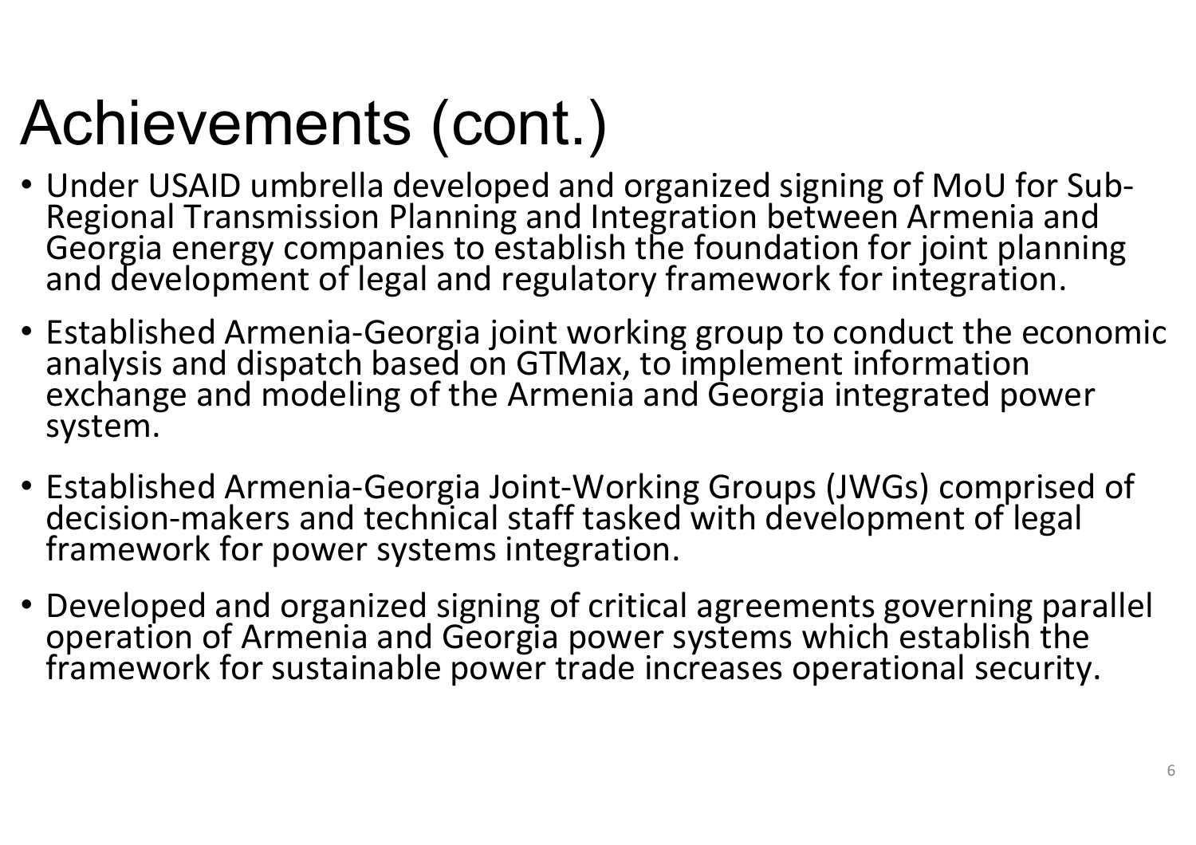# Achievements (cont.)

- Under USAID umbrella developed and organized signing of MoU for Sub-Regional Transmission Planning and Integration between Armenia and Georgia energy companies to establish the foundation for joint planning and development of legal and regulatory framework for integration.
- Established Armenia-Georgia joint working group to conduct the economic analysis and dispatch based on GTMax, to implement information exchange and modeling of the Armenia and Georgia integrated power system.
- Established Armenia-Georgia Joint-Working Groups (JWGs) comprised of decision-makers and technical staff tasked with development of legal framework for power systems integration.
- Developed and organized signing of critical agreements governing parallel operation of Armenia and Georgia power systems which establish the framework for sustainable power trade increases operational security.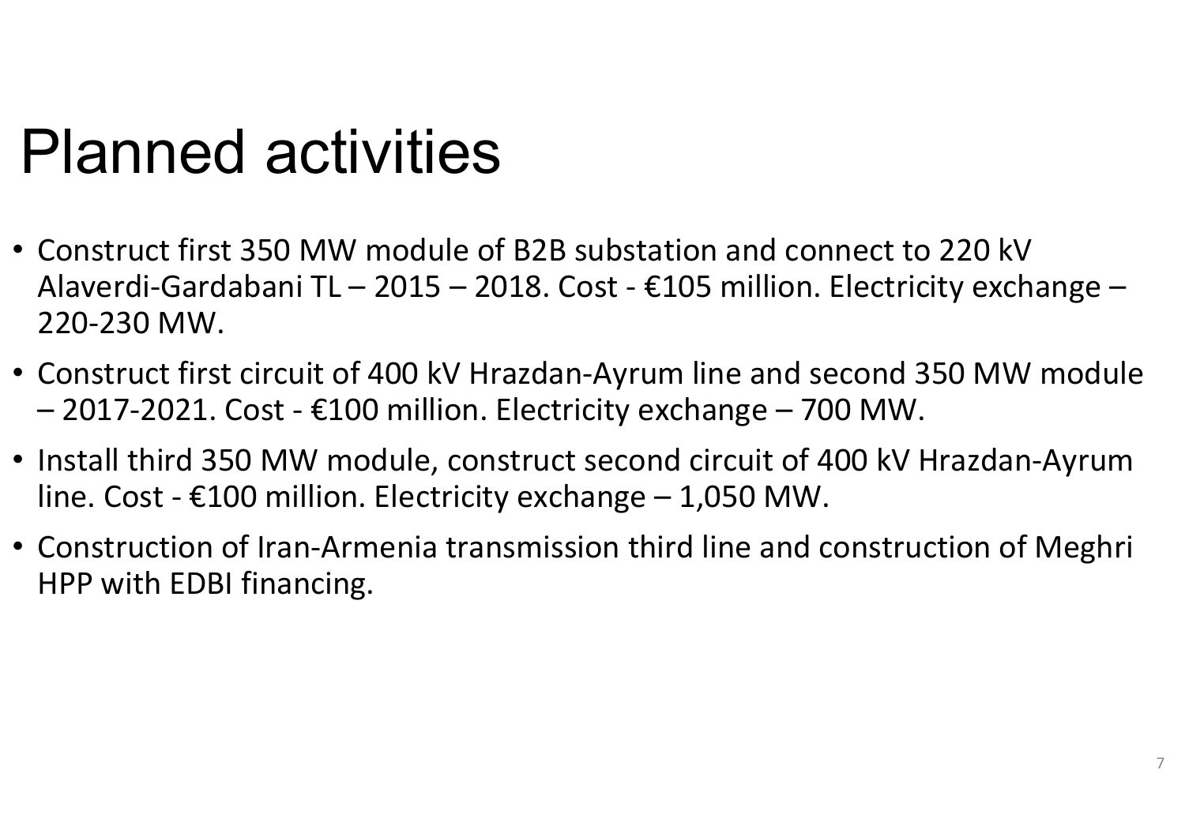# Planned activities

- Construct first 350 MW module of B2B substation and connect to 220 kV Alaverdi-Gardabani TL – 2015 – 2018. Cost - €105 million. Electricity exchange – 220-230 MW.
- Construct first circuit of 400 kV Hrazdan-Ayrum line and second 350 MW module – 2017-2021. Cost - €100 million. Electricity exchange – 700 MW.
- Install third 350 MW module, construct second circuit of 400 kV Hrazdan-Ayrum line. Cost - €100 million. Electricity exchange – 1,050 MW.
- Construction of Iran-Armenia transmission third line and construction of Meghri HPP with EDBI financing.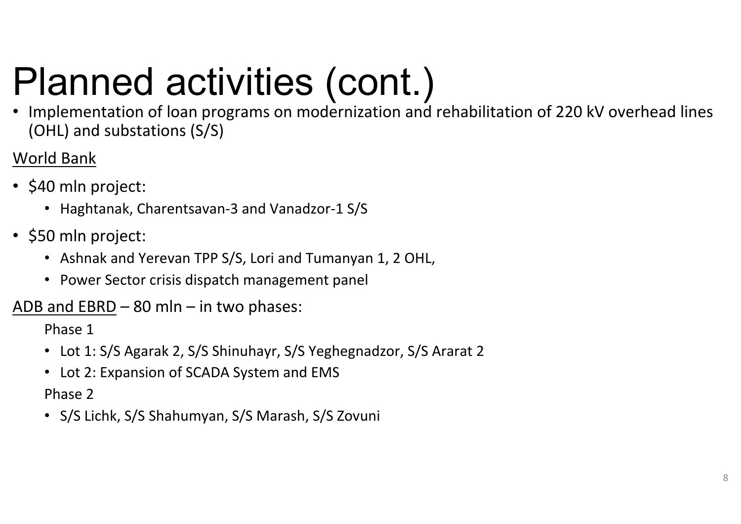# Planned activities (cont.)

- Implementation of loan programs on modernization and rehabilitation of 220 kV overhead lines (OHL) and substations (S/S)

<u>World Bank</u>

- $40 mln project:
  - Haghtanak, Charentsavan-3 and Vanadzor-1 S/S
- $50 mln project:
  - Ashnak and Yerevan TPP S/S, Lori and Tumanyan 1, 2 OHL,
  - Power Sector crisis dispatch management panel

<u>ADB and EBRD</u> – 80 mln – in two phases:

Phase 1

- Lot 1: S/S Agarak 2, S/S Shinuhayr, S/S Yeghegnadzor, S/S Ararat 2
- Lot 2: Expansion of SCADA System and EMS

Phase 2

- S/S Lichk, S/S Shahumyan, S/S Marash, S/S Zovuni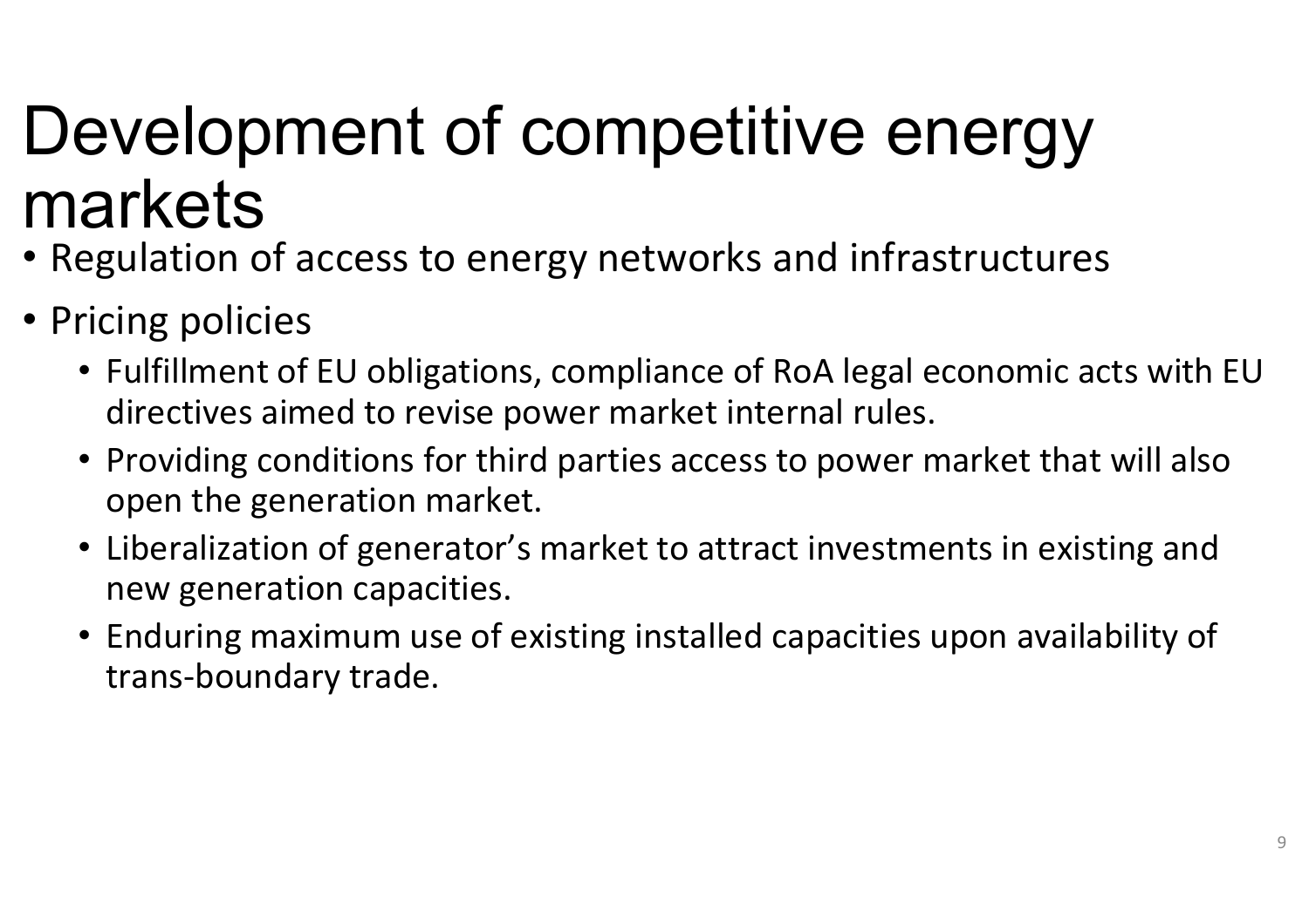# Development of competitive energy markets

- Regulation of access to energy networks and infrastructures
- Pricing policies
  - Fulfillment of EU obligations, compliance of RoA legal economic acts with EU directives aimed to revise power market internal rules.
  - Providing conditions for third parties access to power market that will also open the generation market.
  - Liberalization of generator's market to attract investments in existing and new generation capacities.
  - Enduring maximum use of existing installed capacities upon availability of trans-boundary trade.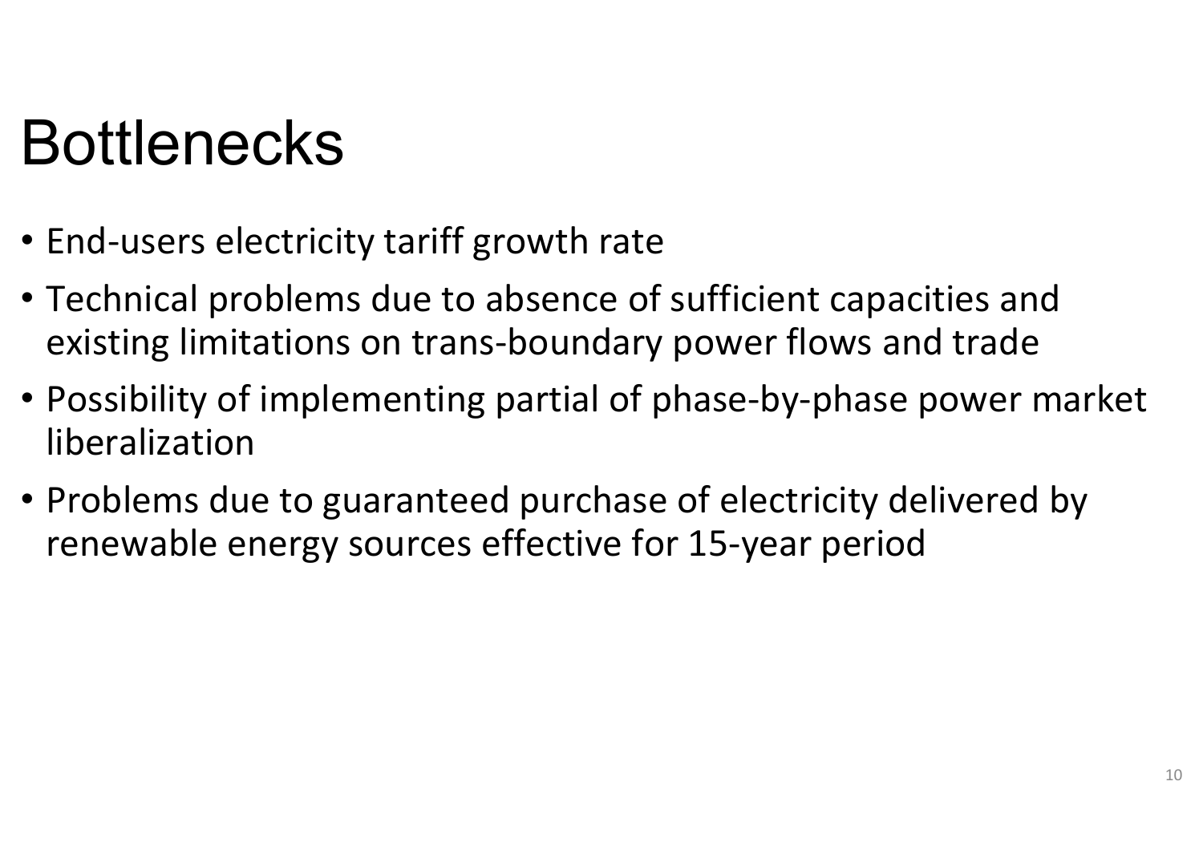# Bottlenecks

- End-users electricity tariff growth rate
- Technical problems due to absence of sufficient capacities and existing limitations on trans-boundary power flows and trade
- Possibility of implementing partial of phase-by-phase power market liberalization
- Problems due to guaranteed purchase of electricity delivered by renewable energy sources effective for 15-year period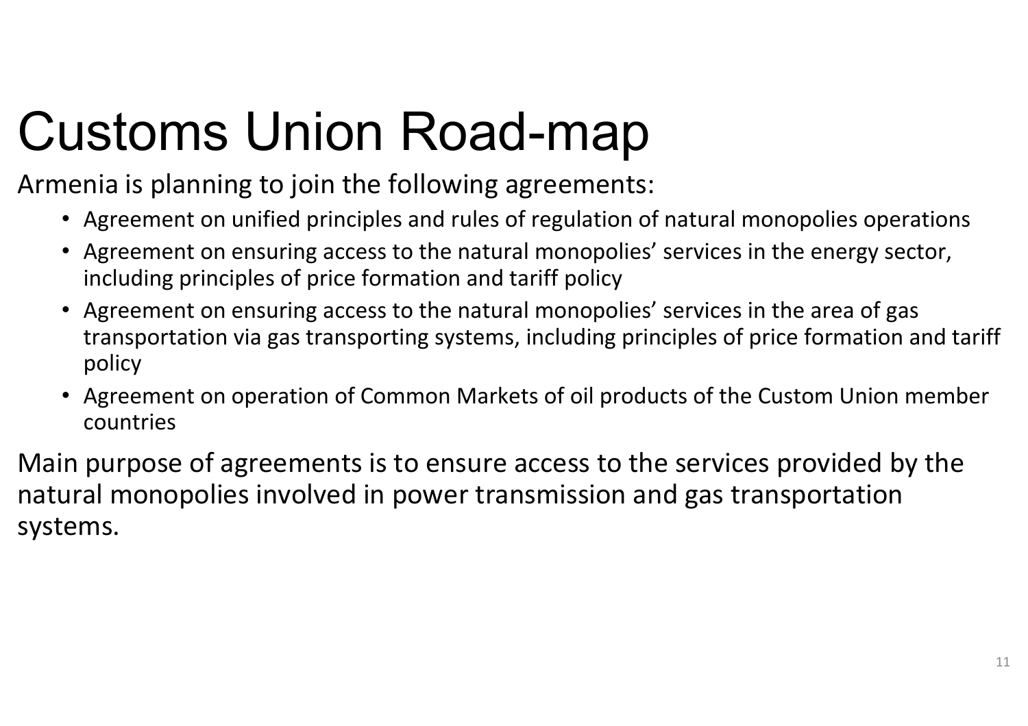# Customs Union Road-map

Armenia is planning to join the following agreements:

- Agreement on unified principles and rules of regulation of natural monopolies operations
- Agreement on ensuring access to the natural monopolies' services in the energy sector, including principles of price formation and tariff policy
- Agreement on ensuring access to the natural monopolies' services in the area of gas transportation via gas transporting systems, including principles of price formation and tariff policy
- Agreement on operation of Common Markets of oil products of the Custom Union member countries

Main purpose of agreements is to ensure access to the services provided by the natural monopolies involved in power transmission and gas transportation systems.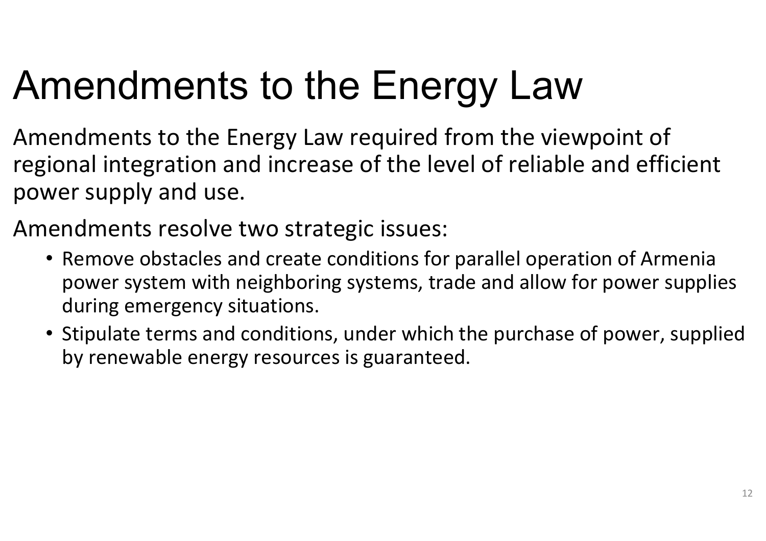# Amendments to the Energy Law

Amendments to the Energy Law required from the viewpoint of regional integration and increase of the level of reliable and efficient power supply and use.

Amendments resolve two strategic issues:

- Remove obstacles and create conditions for parallel operation of Armenia power system with neighboring systems, trade and allow for power supplies during emergency situations.
- Stipulate terms and conditions, under which the purchase of power, supplied by renewable energy resources is guaranteed.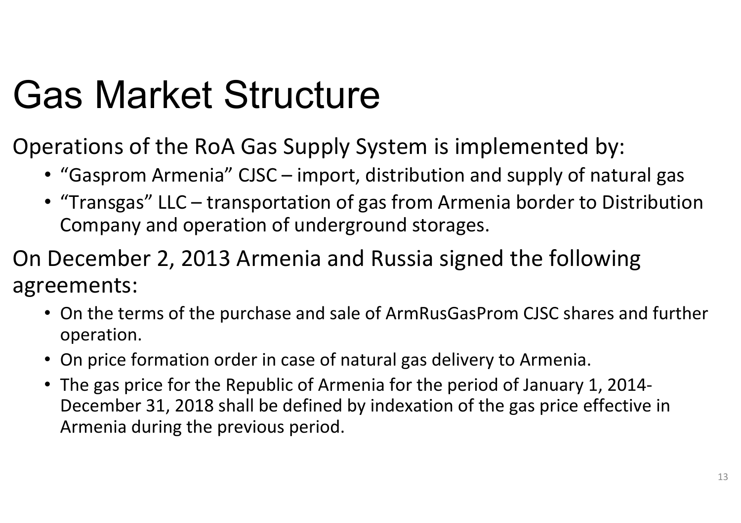# Gas Market Structure

Operations of the RoA Gas Supply System is implemented by:

- "Gasprom Armenia" CJSC – import, distribution and supply of natural gas
- "Transgas" LLC – transportation of gas from Armenia border to Distribution Company and operation of underground storages.

On December 2, 2013 Armenia and Russia signed the following agreements:

- On the terms of the purchase and sale of ArmRusGasProm CJSC shares and further operation.
- On price formation order in case of natural gas delivery to Armenia.
- The gas price for the Republic of Armenia for the period of January 1, 2014-December 31, 2018 shall be defined by indexation of the gas price effective in Armenia during the previous period.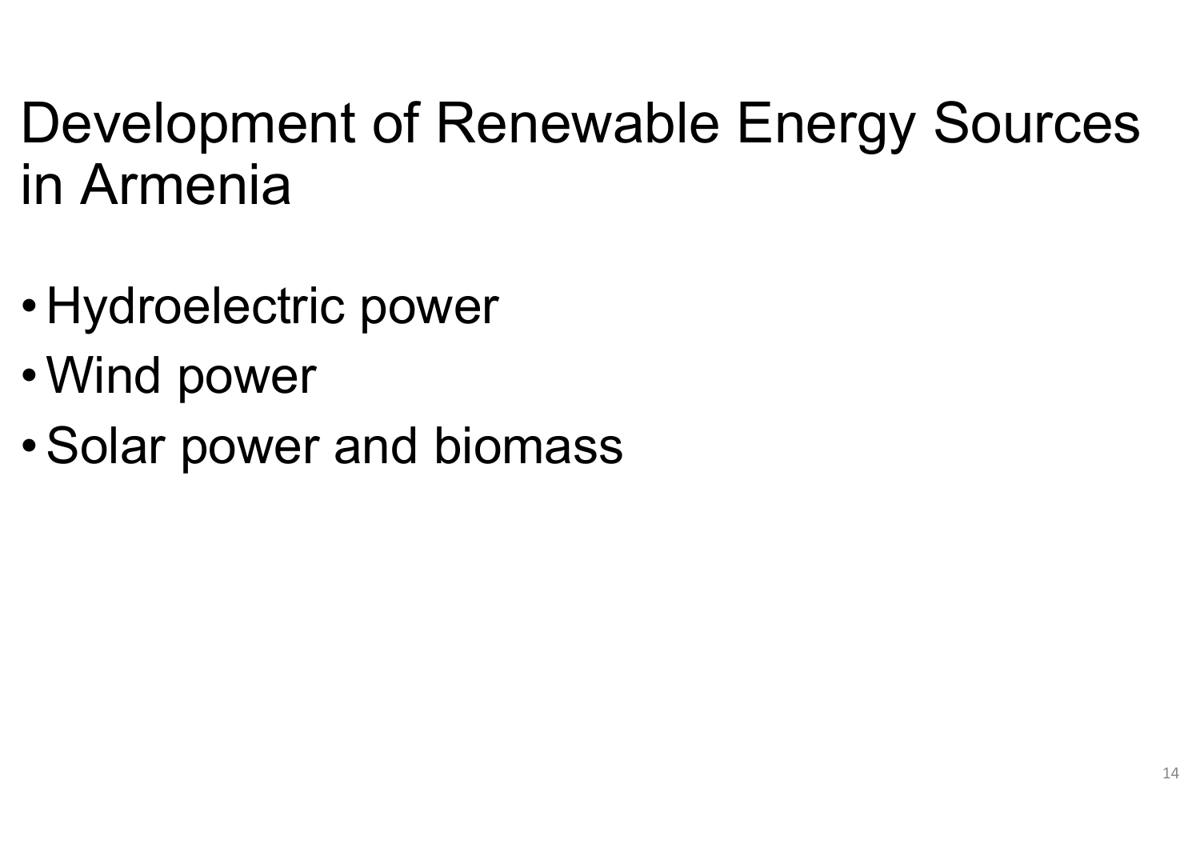# Development of Renewable Energy Sources in Armenia

- Hydroelectric power
- Wind power
- Solar power and biomass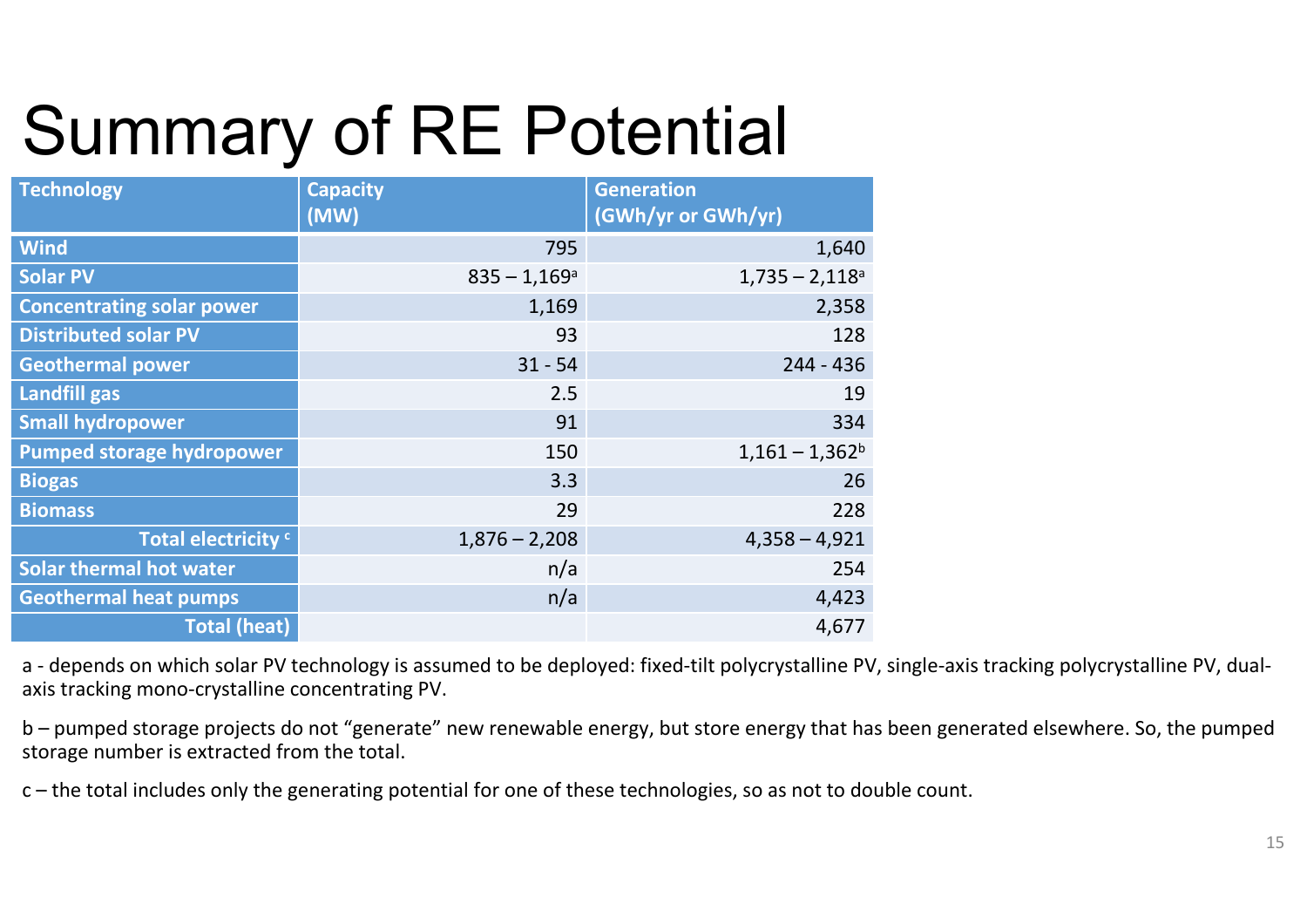# Summary of RE Potential

| Technology | Capacity (MW) | Generation (GWh/yr or GWh/yr) |
|---|---|---|
| Wind | 795 | 1,640 |
| Solar PV | 835 – 1,169[a] | 1,735 – 2,118[a] |
| Concentrating solar power | 1,169 | 2,358 |
| Distributed solar PV | 93 | 128 |
| Geothermal power | 31 - 54 | 244 - 436 |
| Landfill gas | 2.5 | 19 |
| Small hydropower | 91 | 334 |
| Pumped storage hydropower | 150 | 1,161 – 1,362[b] |
| Biogas | 3.3 | 26 |
| Biomass | 29 | 228 |
| Total electricity [c] | 1,876 – 2,208 | 4,358 – 4,921 |
| Solar thermal hot water | n/a | 254 |
| Geothermal heat pumps | n/a | 4,423 |
| Total (heat) | | 4,677 |

a - depends on which solar PV technology is assumed to be deployed: fixed-tilt polycrystalline PV, single-axis tracking polycrystalline PV, dual-axis tracking mono-crystalline concentrating PV.

b – pumped storage projects do not "generate" new renewable energy, but store energy that has been generated elsewhere. So, the pumped storage number is extracted from the total.

c – the total includes only the generating potential for one of these technologies, so as not to double count.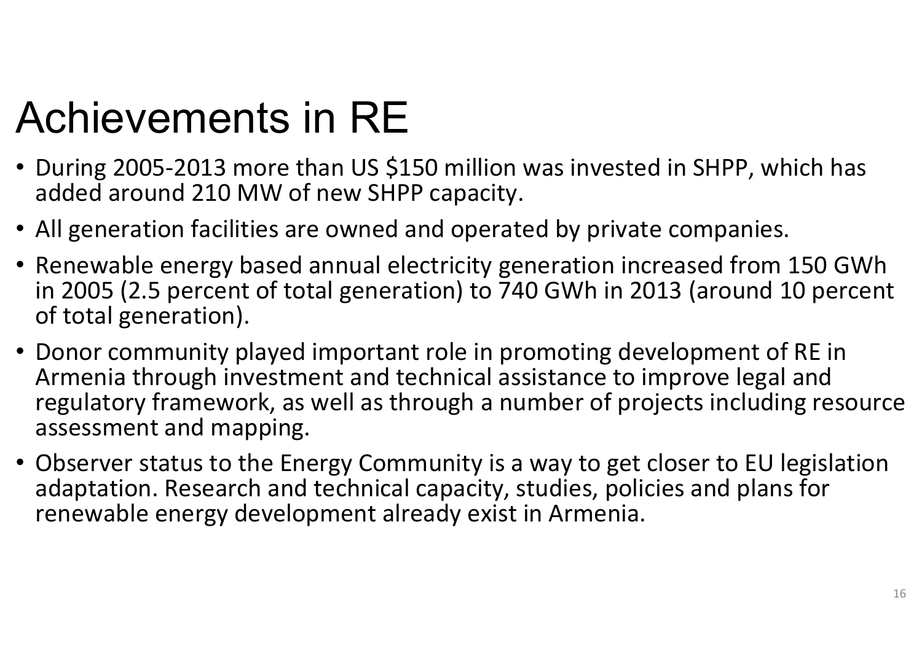# Achievements in RE

- During 2005-2013 more than US $150 million was invested in SHPP, which has added around 210 MW of new SHPP capacity.
- All generation facilities are owned and operated by private companies.
- Renewable energy based annual electricity generation increased from 150 GWh in 2005 (2.5 percent of total generation) to 740 GWh in 2013 (around 10 percent of total generation).
- Donor community played important role in promoting development of RE in Armenia through investment and technical assistance to improve legal and regulatory framework, as well as through a number of projects including resource assessment and mapping.
- Observer status to the Energy Community is a way to get closer to EU legislation adaptation. Research and technical capacity, studies, policies and plans for renewable energy development already exist in Armenia.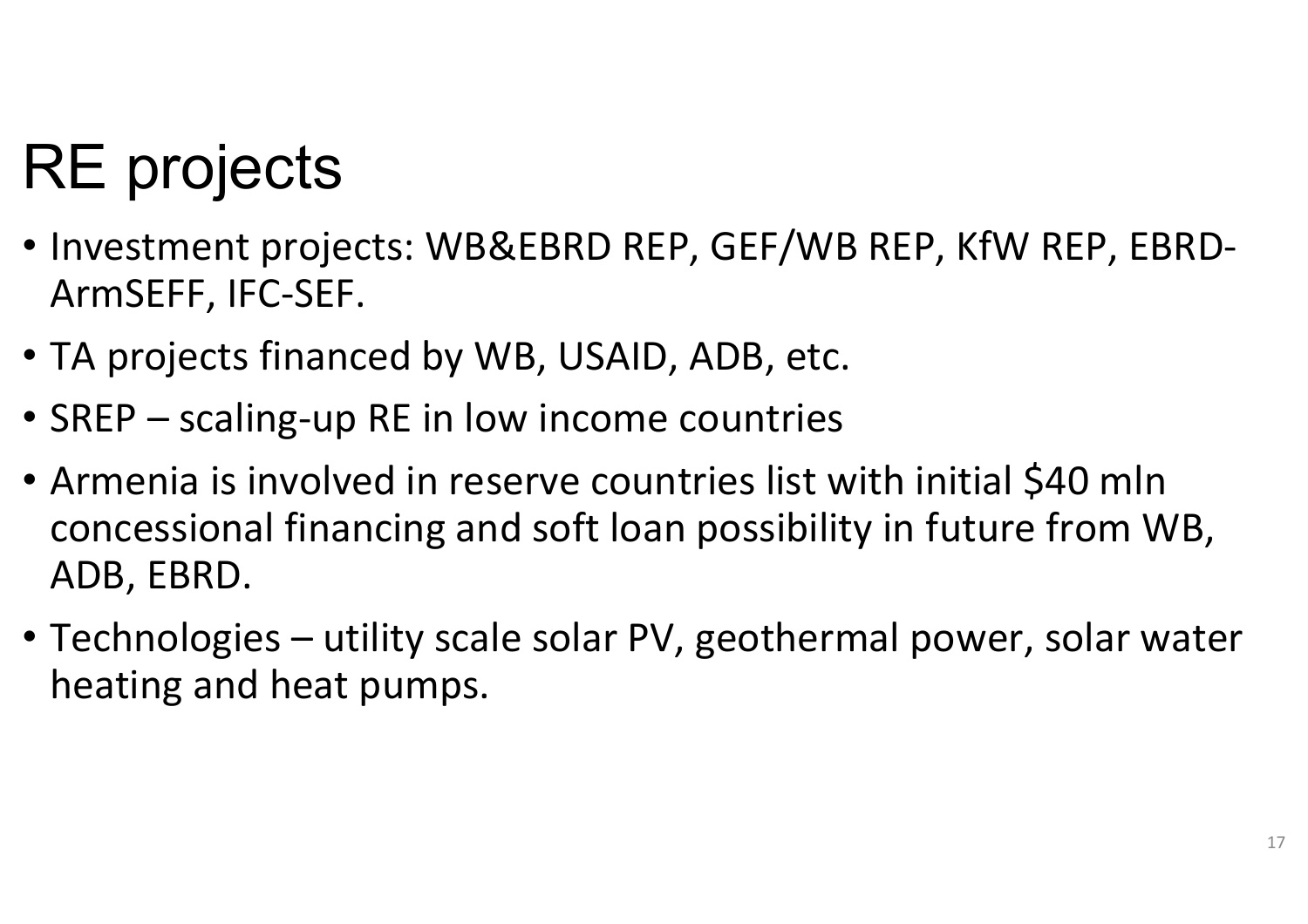# RE projects

- Investment projects: WB&EBRD REP, GEF/WB REP, KfW REP, EBRD-ArmSEFF, IFC-SEF.
- TA projects financed by WB, USAID, ADB, etc.
- SREP – scaling-up RE in low income countries
- Armenia is involved in reserve countries list with initial $40 mln concessional financing and soft loan possibility in future from WB, ADB, EBRD.
- Technologies – utility scale solar PV, geothermal power, solar water heating and heat pumps.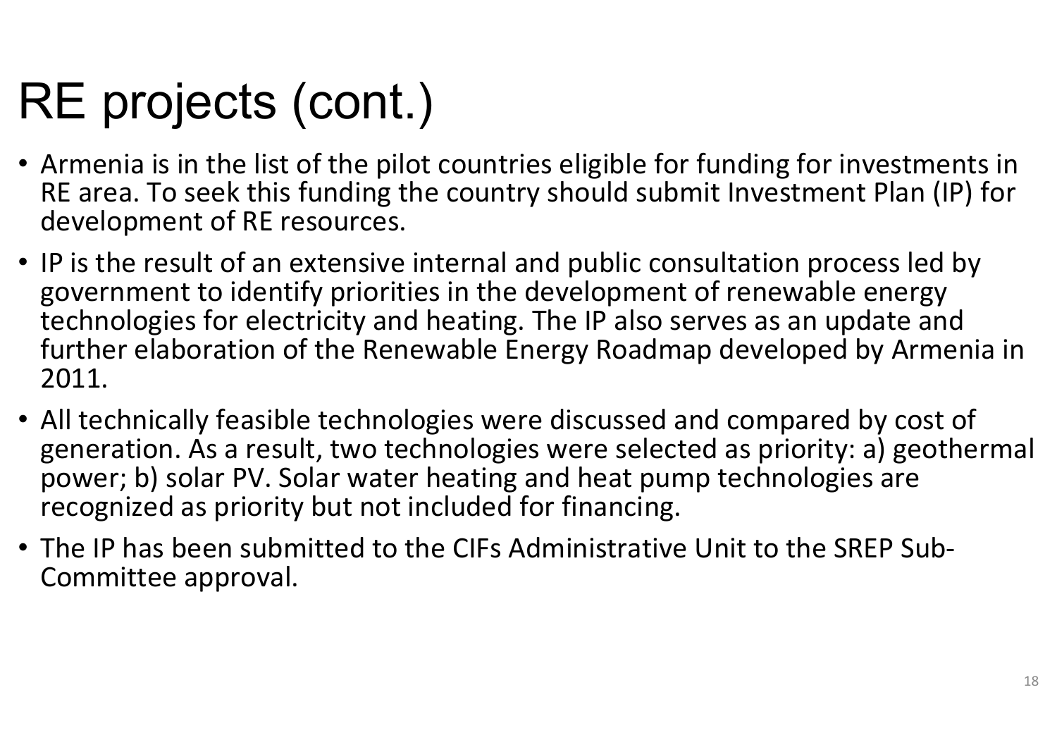# RE projects (cont.)

- Armenia is in the list of the pilot countries eligible for funding for investments in RE area. To seek this funding the country should submit Investment Plan (IP) for development of RE resources.
- IP is the result of an extensive internal and public consultation process led by government to identify priorities in the development of renewable energy technologies for electricity and heating. The IP also serves as an update and further elaboration of the Renewable Energy Roadmap developed by Armenia in 2011.
- All technically feasible technologies were discussed and compared by cost of generation. As a result, two technologies were selected as priority: a) geothermal power; b) solar PV. Solar water heating and heat pump technologies are recognized as priority but not included for financing.
- The IP has been submitted to the CIFs Administrative Unit to the SREP Sub-Committee approval.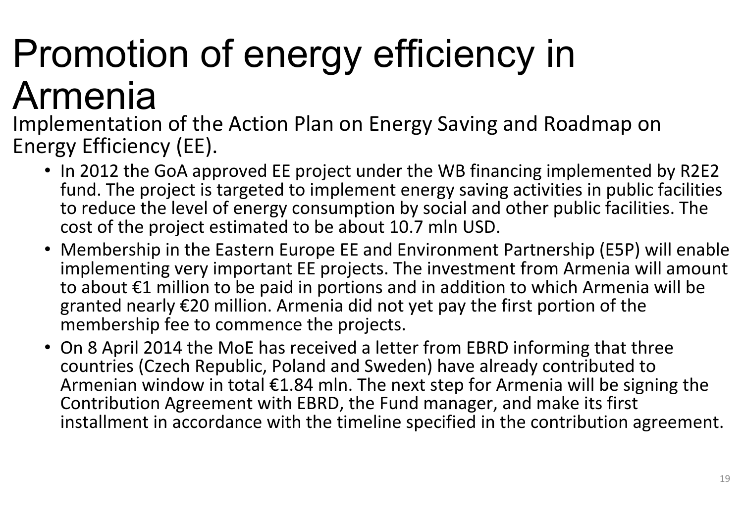# Promotion of energy efficiency in Armenia

Implementation of the Action Plan on Energy Saving and Roadmap on Energy Efficiency (EE).

- In 2012 the GoA approved EE project under the WB financing implemented by R2E2 fund. The project is targeted to implement energy saving activities in public facilities to reduce the level of energy consumption by social and other public facilities. The cost of the project estimated to be about 10.7 mln USD.
- Membership in the Eastern Europe EE and Environment Partnership (E5P) will enable implementing very important EE projects. The investment from Armenia will amount to about €1 million to be paid in portions and in addition to which Armenia will be granted nearly €20 million. Armenia did not yet pay the first portion of the membership fee to commence the projects.
- On 8 April 2014 the MoE has received a letter from EBRD informing that three countries (Czech Republic, Poland and Sweden) have already contributed to Armenian window in total €1.84 mln. The next step for Armenia will be signing the Contribution Agreement with EBRD, the Fund manager, and make its first installment in accordance with the timeline specified in the contribution agreement.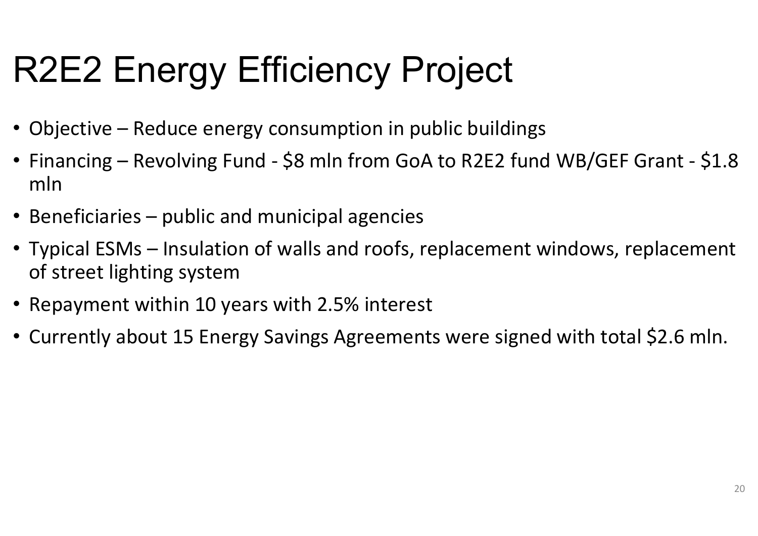# R2E2 Energy Efficiency Project

- Objective – Reduce energy consumption in public buildings
- Financing – Revolving Fund - $8 mln from GoA to R2E2 fund WB/GEF Grant - $1.8 mln
- Beneficiaries – public and municipal agencies
- Typical ESMs – Insulation of walls and roofs, replacement windows, replacement of street lighting system
- Repayment within 10 years with 2.5% interest
- Currently about 15 Energy Savings Agreements were signed with total $2.6 mln.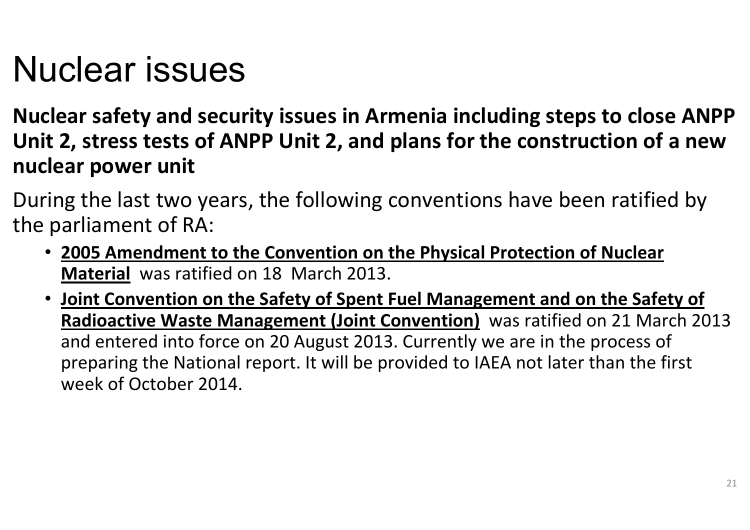# Nuclear issues

**Nuclear safety and security issues in Armenia including steps to close ANPP Unit 2, stress tests of ANPP Unit 2, and plans for the construction of a new nuclear power unit**

During the last two years, the following conventions have been ratified by the parliament of RA:

- **2005 Amendment to the Convention on the Physical Protection of Nuclear Material** was ratified on 18 March 2013.
- **Joint Convention on the Safety of Spent Fuel Management and on the Safety of Radioactive Waste Management (Joint Convention)** was ratified on 21 March 2013 and entered into force on 20 August 2013. Currently we are in the process of preparing the National report. It will be provided to IAEA not later than the first week of October 2014.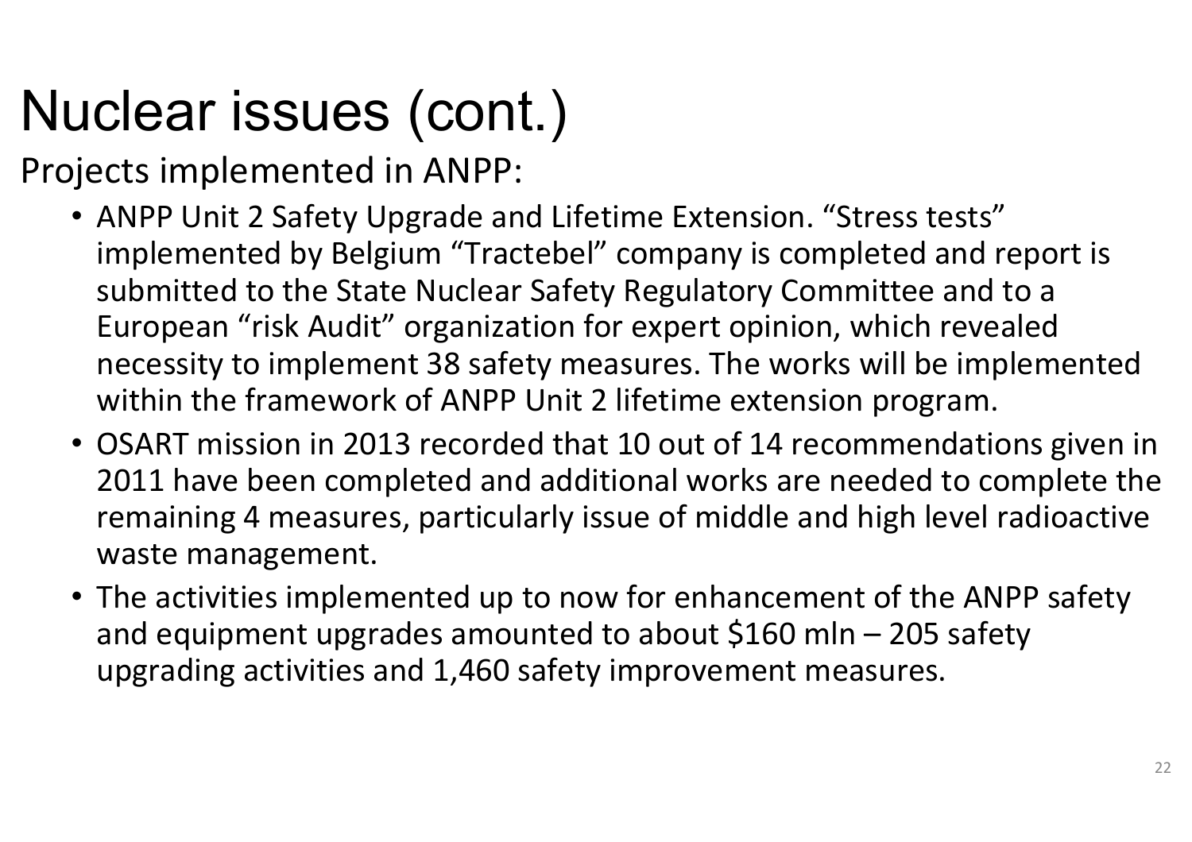# Nuclear issues (cont.)

Projects implemented in ANPP:

- ANPP Unit 2 Safety Upgrade and Lifetime Extension. “Stress tests” implemented by Belgium “Tractebel” company is completed and report is submitted to the State Nuclear Safety Regulatory Committee and to a European “risk Audit” organization for expert opinion, which revealed necessity to implement 38 safety measures. The works will be implemented within the framework of ANPP Unit 2 lifetime extension program.
- OSART mission in 2013 recorded that 10 out of 14 recommendations given in 2011 have been completed and additional works are needed to complete the remaining 4 measures, particularly issue of middle and high level radioactive waste management.
- The activities implemented up to now for enhancement of the ANPP safety and equipment upgrades amounted to about $160 mln – 205 safety upgrading activities and 1,460 safety improvement measures.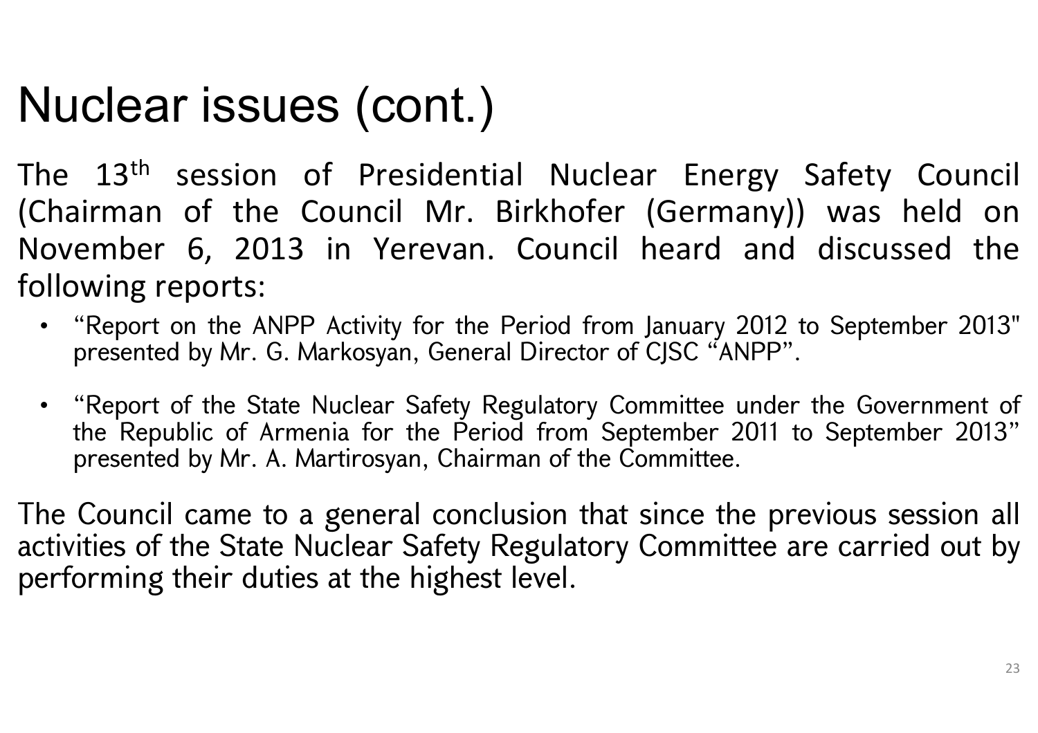# Nuclear issues (cont.)

The 13th session of Presidential Nuclear Energy Safety Council (Chairman of the Council Mr. Birkhofer (Germany)) was held on November 6, 2013 in Yerevan. Council heard and discussed the following reports:

- "Report on the ANPP Activity for the Period from January 2012 to September 2013" presented by Mr. G. Markosyan, General Director of CJSC "ANPP".
- "Report of the State Nuclear Safety Regulatory Committee under the Government of the Republic of Armenia for the Period from September 2011 to September 2013" presented by Mr. A. Martirosyan, Chairman of the Committee.

The Council came to a general conclusion that since the previous session all activities of the State Nuclear Safety Regulatory Committee are carried out by performing their duties at the highest level.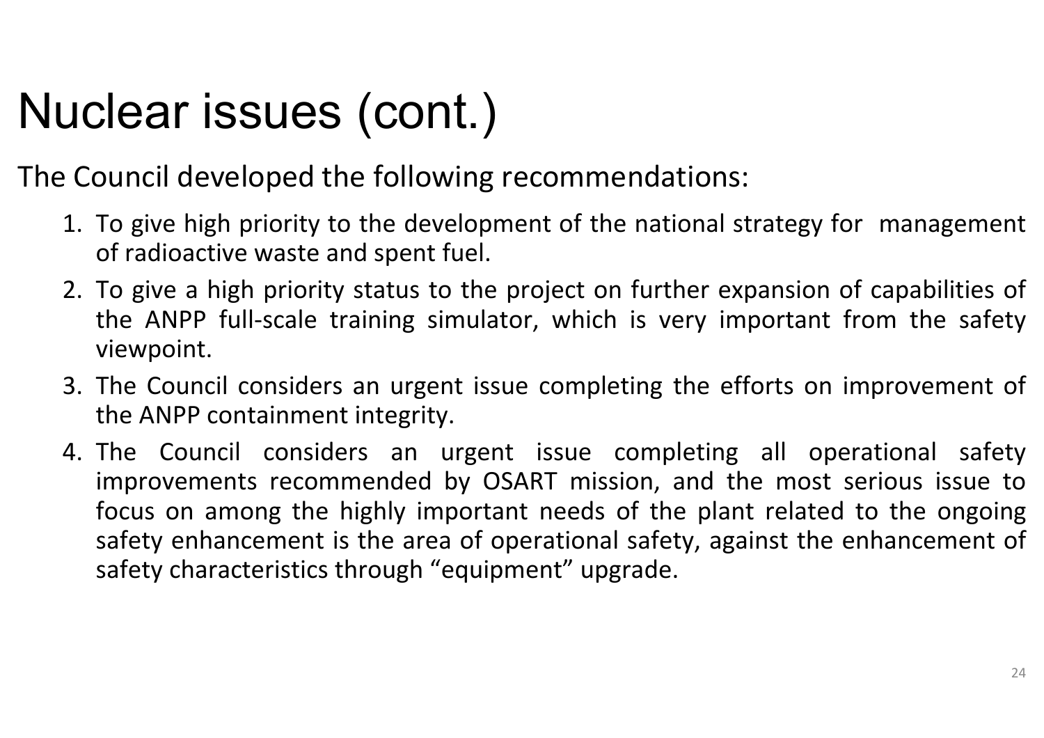# Nuclear issues (cont.)

The Council developed the following recommendations:

1. To give high priority to the development of the national strategy for management of radioactive waste and spent fuel.
2. To give a high priority status to the project on further expansion of capabilities of the ANPP full-scale training simulator, which is very important from the safety viewpoint.
3. The Council considers an urgent issue completing the efforts on improvement of the ANPP containment integrity.
4. The Council considers an urgent issue completing all operational safety improvements recommended by OSART mission, and the most serious issue to focus on among the highly important needs of the plant related to the ongoing safety enhancement is the area of operational safety, against the enhancement of safety characteristics through "equipment" upgrade.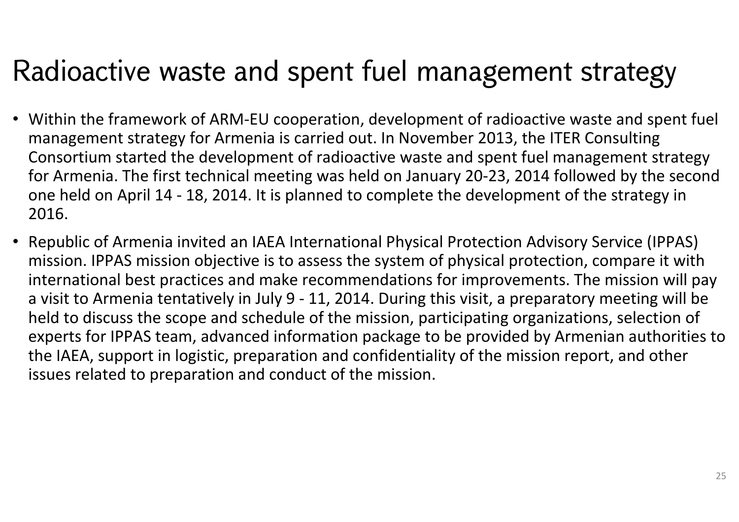# Radioactive waste and spent fuel management strategy

- Within the framework of ARM-EU cooperation, development of radioactive waste and spent fuel management strategy for Armenia is carried out. In November 2013, the ITER Consulting Consortium started the development of radioactive waste and spent fuel management strategy for Armenia. The first technical meeting was held on January 20-23, 2014 followed by the second one held on April 14 - 18, 2014. It is planned to complete the development of the strategy in 2016.
- Republic of Armenia invited an IAEA International Physical Protection Advisory Service (IPPAS) mission. IPPAS mission objective is to assess the system of physical protection, compare it with international best practices and make recommendations for improvements. The mission will pay a visit to Armenia tentatively in July 9 - 11, 2014. During this visit, a preparatory meeting will be held to discuss the scope and schedule of the mission, participating organizations, selection of experts for IPPAS team, advanced information package to be provided by Armenian authorities to the IAEA, support in logistic, preparation and confidentiality of the mission report, and other issues related to preparation and conduct of the mission.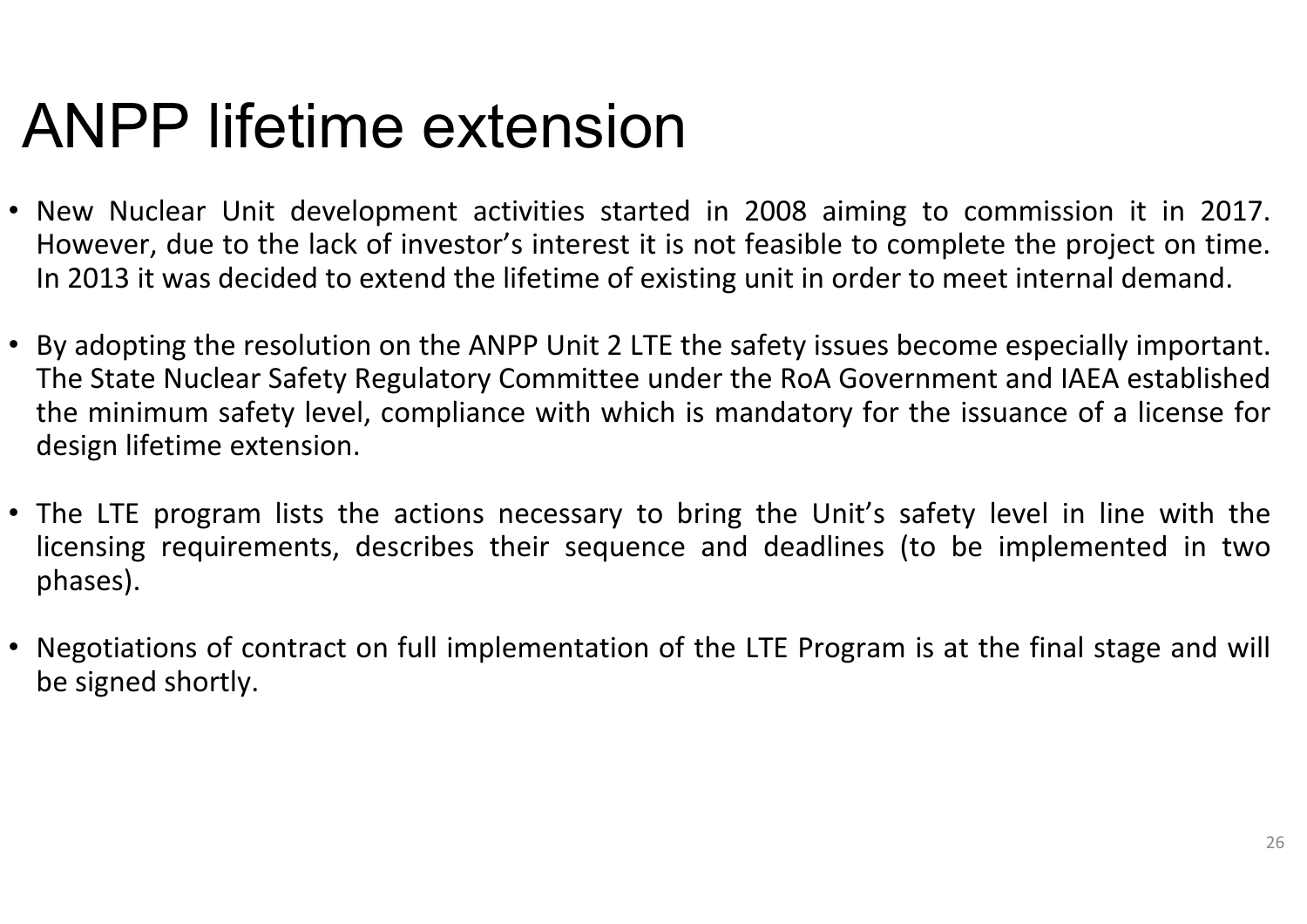# ANPP lifetime extension

- New Nuclear Unit development activities started in 2008 aiming to commission it in 2017. However, due to the lack of investor's interest it is not feasible to complete the project on time. In 2013 it was decided to extend the lifetime of existing unit in order to meet internal demand.
- By adopting the resolution on the ANPP Unit 2 LTE the safety issues become especially important. The State Nuclear Safety Regulatory Committee under the RoA Government and IAEA established the minimum safety level, compliance with which is mandatory for the issuance of a license for design lifetime extension.
- The LTE program lists the actions necessary to bring the Unit's safety level in line with the licensing requirements, describes their sequence and deadlines (to be implemented in two phases).
- Negotiations of contract on full implementation of the LTE Program is at the final stage and will be signed shortly.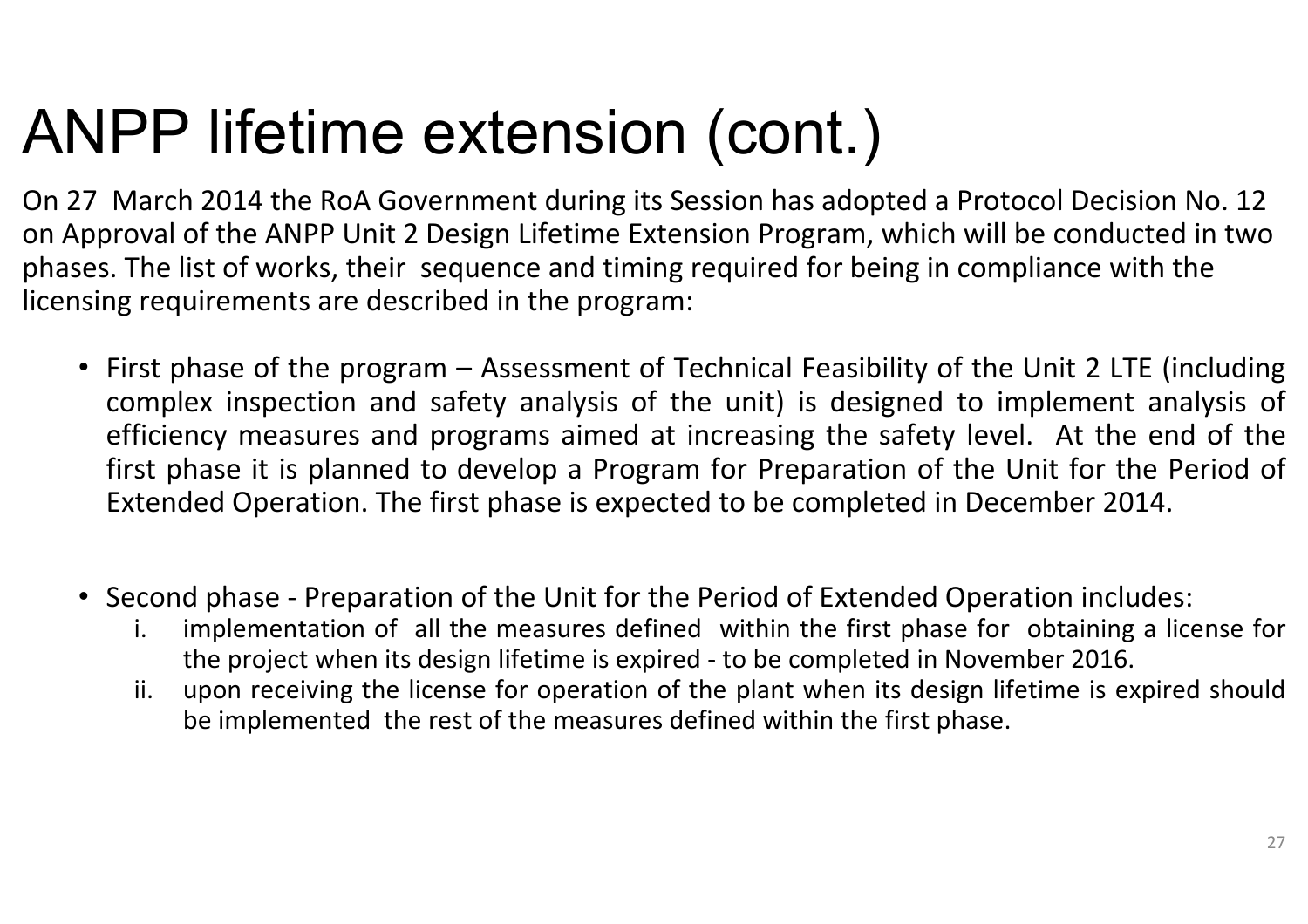# ANPP lifetime extension (cont.)

On 27 March 2014 the RoA Government during its Session has adopted a Protocol Decision No. 12 on Approval of the ANPP Unit 2 Design Lifetime Extension Program, which will be conducted in two phases. The list of works, their sequence and timing required for being in compliance with the licensing requirements are described in the program:

- First phase of the program – Assessment of Technical Feasibility of the Unit 2 LTE (including complex inspection and safety analysis of the unit) is designed to implement analysis of efficiency measures and programs aimed at increasing the safety level. At the end of the first phase it is planned to develop a Program for Preparation of the Unit for the Period of Extended Operation. The first phase is expected to be completed in December 2014.

- Second phase - Preparation of the Unit for the Period of Extended Operation includes:
    i. implementation of all the measures defined within the first phase for obtaining a license for the project when its design lifetime is expired - to be completed in November 2016.
    ii. upon receiving the license for operation of the plant when its design lifetime is expired should be implemented the rest of the measures defined within the first phase.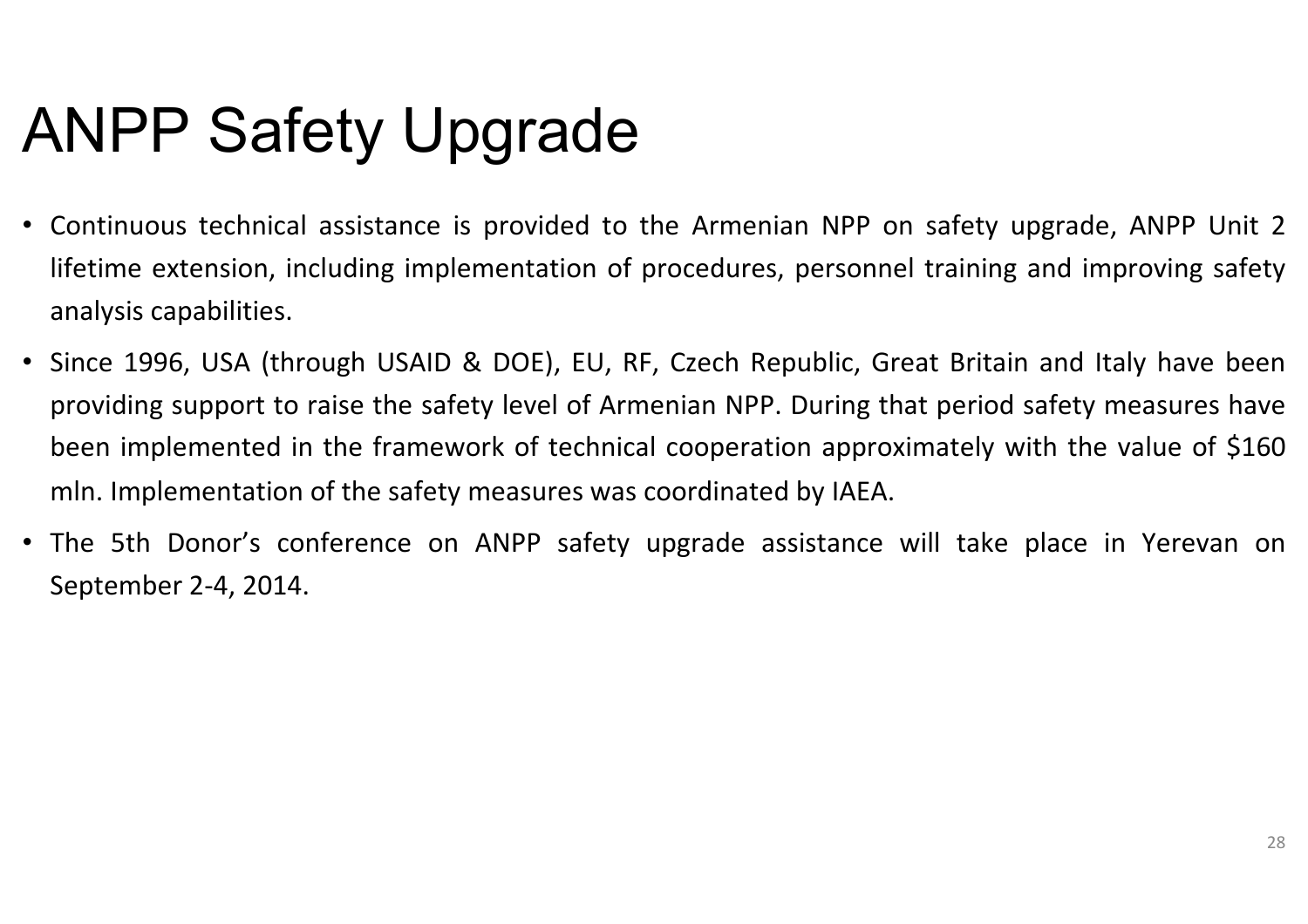# ANPP Safety Upgrade

- Continuous technical assistance is provided to the Armenian NPP on safety upgrade, ANPP Unit 2 lifetime extension, including implementation of procedures, personnel training and improving safety analysis capabilities.
- Since 1996, USA (through USAID & DOE), EU, RF, Czech Republic, Great Britain and Italy have been providing support to raise the safety level of Armenian NPP. During that period safety measures have been implemented in the framework of technical cooperation approximately with the value of $160 mln. Implementation of the safety measures was coordinated by IAEA.
- The 5th Donor's conference on ANPP safety upgrade assistance will take place in Yerevan on September 2-4, 2014.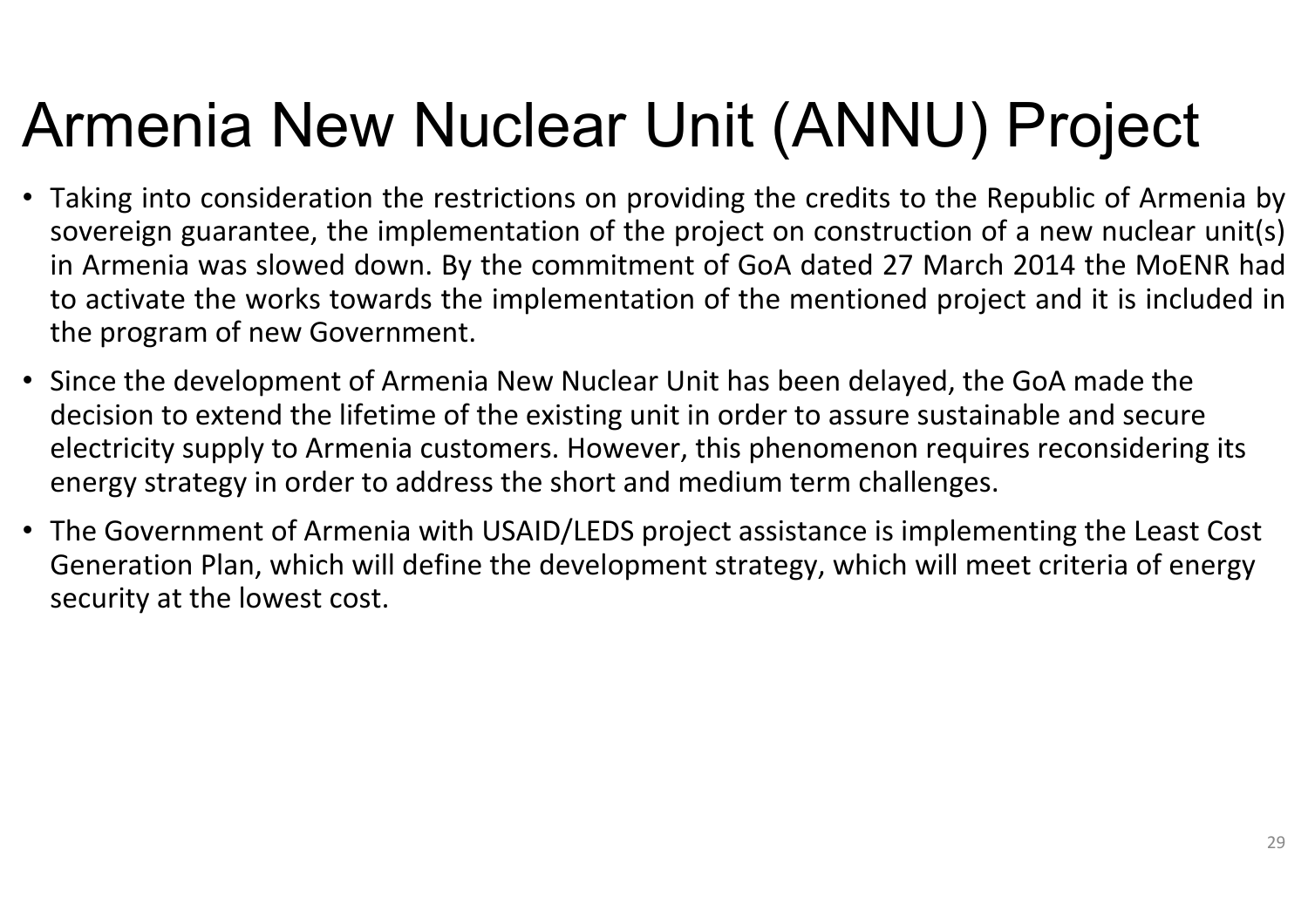# Armenia New Nuclear Unit (ANNU) Project

- Taking into consideration the restrictions on providing the credits to the Republic of Armenia by sovereign guarantee, the implementation of the project on construction of a new nuclear unit(s) in Armenia was slowed down. By the commitment of GoA dated 27 March 2014 the MoENR had to activate the works towards the implementation of the mentioned project and it is included in the program of new Government.
- Since the development of Armenia New Nuclear Unit has been delayed, the GoA made the decision to extend the lifetime of the existing unit in order to assure sustainable and secure electricity supply to Armenia customers. However, this phenomenon requires reconsidering its energy strategy in order to address the short and medium term challenges.
- The Government of Armenia with USAID/LEDS project assistance is implementing the Least Cost Generation Plan, which will define the development strategy, which will meet criteria of energy security at the lowest cost.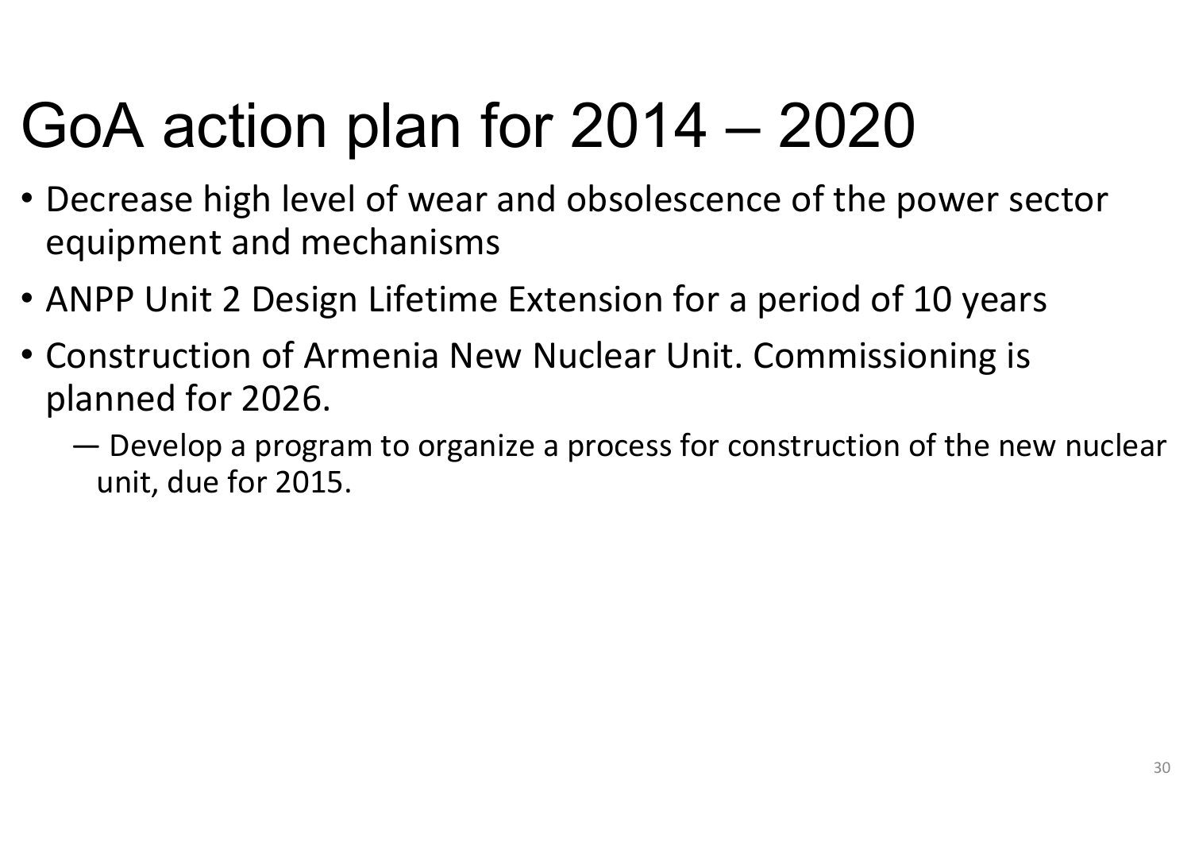# GoA action plan for 2014 – 2020

- Decrease high level of wear and obsolescence of the power sector equipment and mechanisms
- ANPP Unit 2 Design Lifetime Extension for a period of 10 years
- Construction of Armenia New Nuclear Unit. Commissioning is planned for 2026.
  - Develop a program to organize a process for construction of the new nuclear unit, due for 2015.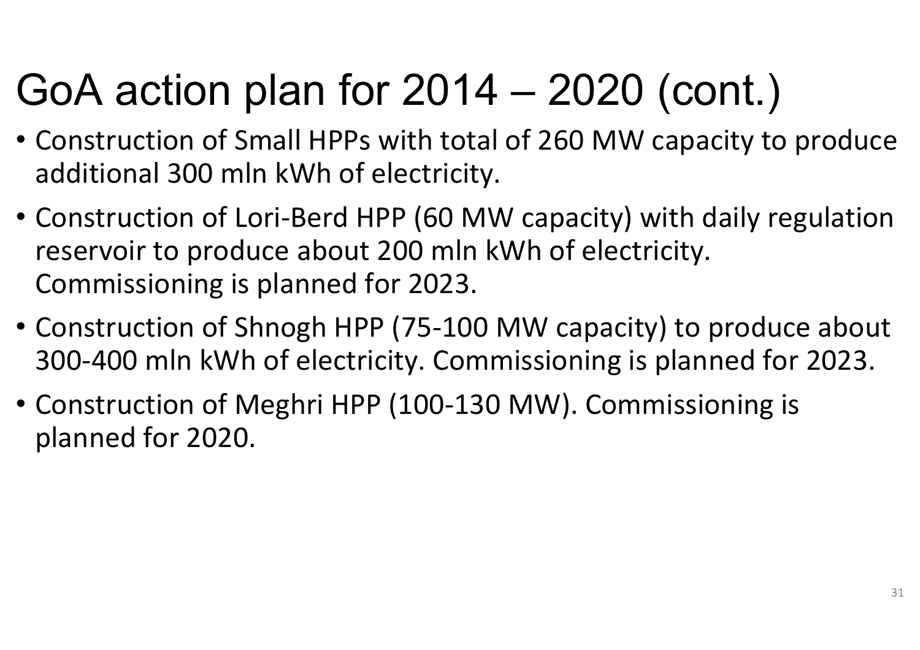# GoA action plan for 2014 – 2020 (cont.)

- Construction of Small HPPs with total of 260 MW capacity to produce additional 300 mln kWh of electricity.
- Construction of Lori-Berd HPP (60 MW capacity) with daily regulation reservoir to produce about 200 mln kWh of electricity. Commissioning is planned for 2023.
- Construction of Shnogh HPP (75-100 MW capacity) to produce about 300-400 mln kWh of electricity. Commissioning is planned for 2023.
- Construction of Meghri HPP (100-130 MW). Commissioning is planned for 2020.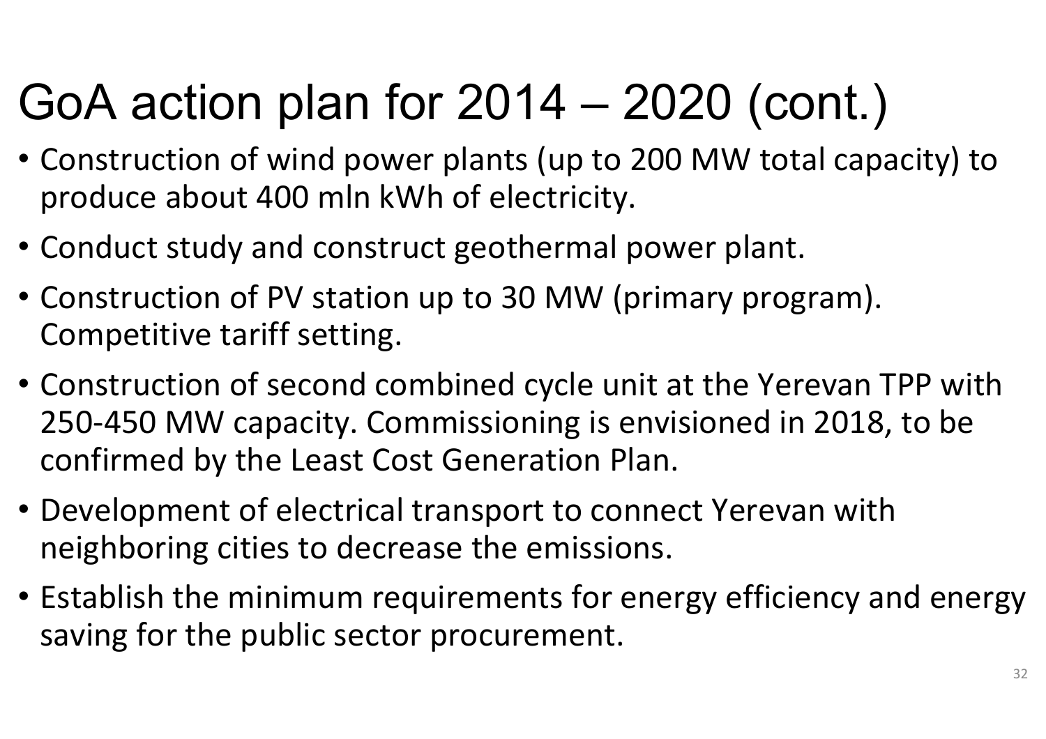# GoA action plan for 2014 – 2020 (cont.)

- Construction of wind power plants (up to 200 MW total capacity) to produce about 400 mln kWh of electricity.
- Conduct study and construct geothermal power plant.
- Construction of PV station up to 30 MW (primary program). Competitive tariff setting.
- Construction of second combined cycle unit at the Yerevan TPP with 250-450 MW capacity. Commissioning is envisioned in 2018, to be confirmed by the Least Cost Generation Plan.
- Development of electrical transport to connect Yerevan with neighboring cities to decrease the emissions.
- Establish the minimum requirements for energy efficiency and energy saving for the public sector procurement.